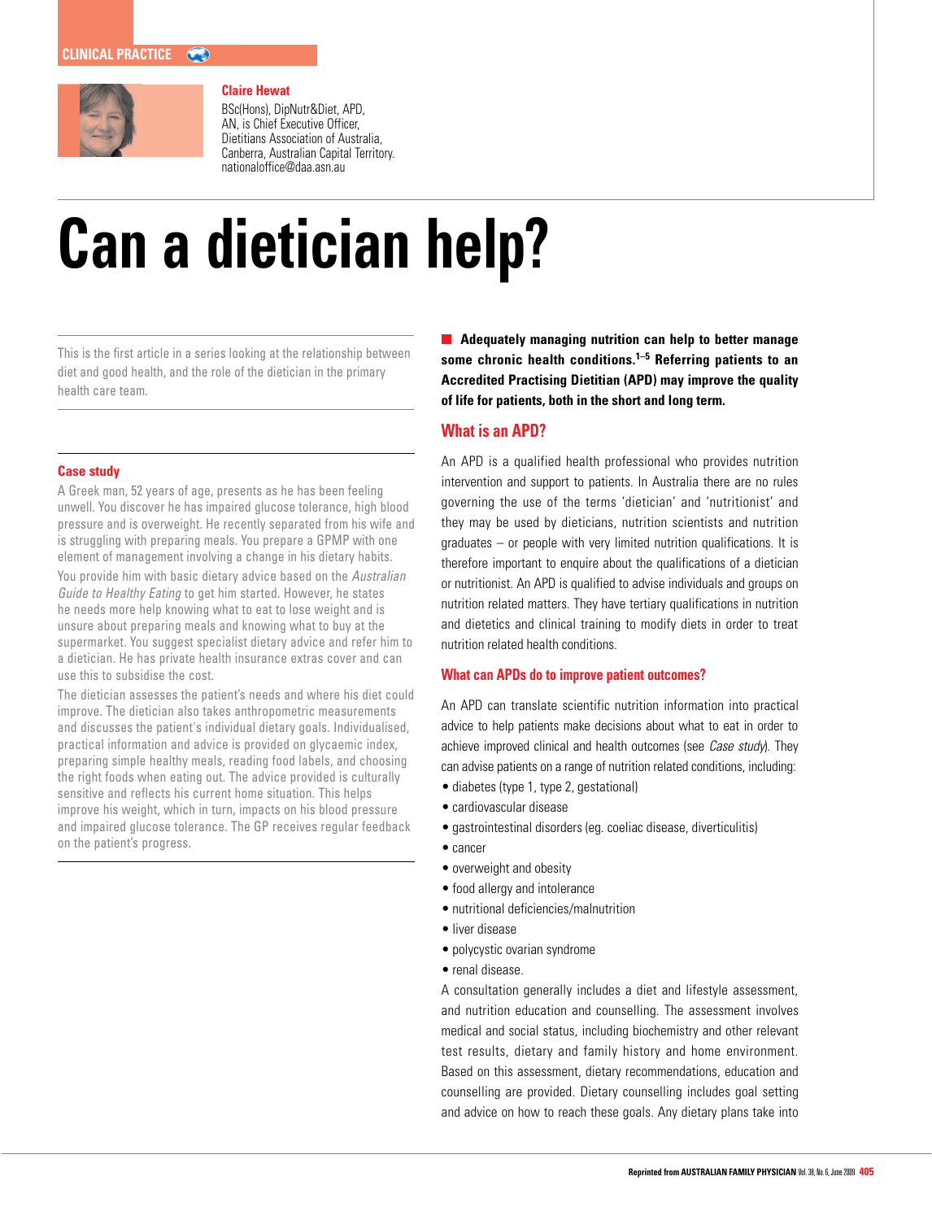CLINICAL PRACTICE

**Claire Hewat**

BSc(Hons), DipNutr&Diet, APD, AN, is Chief Executive Officer, Dietitians Association of Australia, Canberra, Australian Capital Territory. nationaloffice@daa.asn.au

# Can a dietician help?

This is the first article in a series looking at the relationship between diet and good health, and the role of the dietician in the primary health care team.

### Case study

A Greek man, 52 years of age, presents as he has been feeling unwell. You discover he has impaired glucose tolerance, high blood pressure and is overweight. He recently separated from his wife and is struggling with preparing meals. You prepare a GPMP with one element of management involving a change in his dietary habits.

You provide him with basic dietary advice based on the *Australian Guide to Healthy Eating* to get him started. However, he states he needs more help knowing what to eat to lose weight and is unsure about preparing meals and knowing what to buy at the supermarket. You suggest specialist dietary advice and refer him to a dietician. He has private health insurance extras cover and can use this to subsidise the cost.

The dietician assesses the patient's needs and where his diet could improve. The dietician also takes anthropometric measurements and discusses the patient's individual dietary goals. Individualised, practical information and advice is provided on glycaemic index, preparing simple healthy meals, reading food labels, and choosing the right foods when eating out. The advice provided is culturally sensitive and reflects his current home situation. This helps improve his weight, which in turn, impacts on his blood pressure and impaired glucose tolerance. The GP receives regular feedback on the patient's progress.

**Adequately managing nutrition can help to better manage some chronic health conditions.[1–5] Referring patients to an Accredited Practising Dietitian (APD) may improve the quality of life for patients, both in the short and long term.**

## What is an APD?

An APD is a qualified health professional who provides nutrition intervention and support to patients. In Australia there are no rules governing the use of the terms 'dietician' and 'nutritionist' and they may be used by dieticians, nutrition scientists and nutrition graduates – or people with very limited nutrition qualifications. It is therefore important to enquire about the qualifications of a dietician or nutritionist. An APD is qualified to advise individuals and groups on nutrition related matters. They have tertiary qualifications in nutrition and dietetics and clinical training to modify diets in order to treat nutrition related health conditions.

## What can APDs do to improve patient outcomes?

An APD can translate scientific nutrition information into practical advice to help patients make decisions about what to eat in order to achieve improved clinical and health outcomes (see *Case study*). They can advise patients on a range of nutrition related conditions, including:

- diabetes (type 1, type 2, gestational)
- cardiovascular disease
- gastrointestinal disorders (eg. coeliac disease, diverticulitis)
- cancer
- overweight and obesity
- food allergy and intolerance
- nutritional deficiencies/malnutrition
- liver disease
- polycystic ovarian syndrome
- renal disease.

A consultation generally includes a diet and lifestyle assessment, and nutrition education and counselling. The assessment involves medical and social status, including biochemistry and other relevant test results, dietary and family history and home environment. Based on this assessment, dietary recommendations, education and counselling are provided. Dietary counselling includes goal setting and advice on how to reach these goals. Any dietary plans take into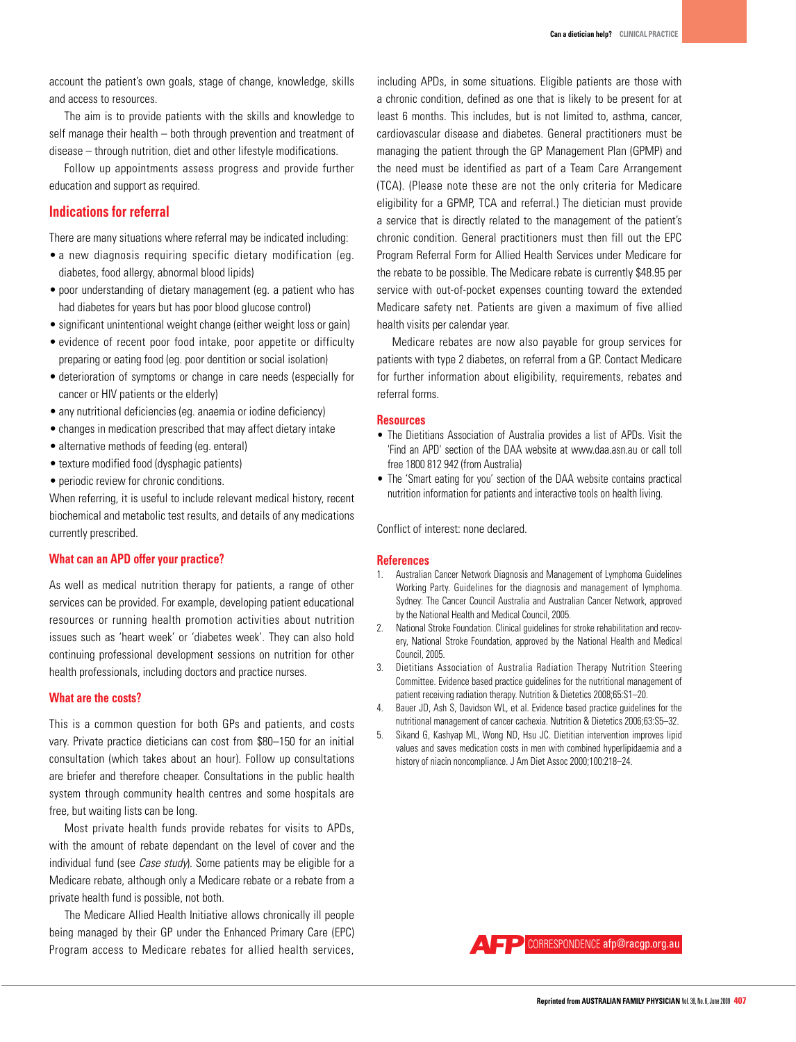account the patient's own goals, stage of change, knowledge, skills and access to resources.

The aim is to provide patients with the skills and knowledge to self manage their health – both through prevention and treatment of disease – through nutrition, diet and other lifestyle modifications.

Follow up appointments assess progress and provide further education and support as required.

## Indications for referral

There are many situations where referral may be indicated including:

- a new diagnosis requiring specific dietary modification (eg. diabetes, food allergy, abnormal blood lipids)
- poor understanding of dietary management (eg. a patient who has had diabetes for years but has poor blood glucose control)
- significant unintentional weight change (either weight loss or gain)
- evidence of recent poor food intake, poor appetite or difficulty preparing or eating food (eg. poor dentition or social isolation)
- deterioration of symptoms or change in care needs (especially for cancer or HIV patients or the elderly)
- any nutritional deficiencies (eg. anaemia or iodine deficiency)
- changes in medication prescribed that may affect dietary intake
- alternative methods of feeding (eg. enteral)
- texture modified food (dysphagic patients)
- periodic review for chronic conditions.

When referring, it is useful to include relevant medical history, recent biochemical and metabolic test results, and details of any medications currently prescribed.

### What can an APD offer your practice?

As well as medical nutrition therapy for patients, a range of other services can be provided. For example, developing patient educational resources or running health promotion activities about nutrition issues such as 'heart week' or 'diabetes week'. They can also hold continuing professional development sessions on nutrition for other health professionals, including doctors and practice nurses.

### What are the costs?

This is a common question for both GPs and patients, and costs vary. Private practice dieticians can cost from $80–150 for an initial consultation (which takes about an hour). Follow up consultations are briefer and therefore cheaper. Consultations in the public health system through community health centres and some hospitals are free, but waiting lists can be long.

Most private health funds provide rebates for visits to APDs, with the amount of rebate dependant on the level of cover and the individual fund (see *Case study*). Some patients may be eligible for a Medicare rebate, although only a Medicare rebate or a rebate from a private health fund is possible, not both.

The Medicare Allied Health Initiative allows chronically ill people being managed by their GP under the Enhanced Primary Care (EPC) Program access to Medicare rebates for allied health services, including APDs, in some situations. Eligible patients are those with a chronic condition, defined as one that is likely to be present for at least 6 months. This includes, but is not limited to, asthma, cancer, cardiovascular disease and diabetes. General practitioners must be managing the patient through the GP Management Plan (GPMP) and the need must be identified as part of a Team Care Arrangement (TCA). (Please note these are not the only criteria for Medicare eligibility for a GPMP, TCA and referral.) The dietician must provide a service that is directly related to the management of the patient's chronic condition. General practitioners must then fill out the EPC Program Referral Form for Allied Health Services under Medicare for the rebate to be possible. The Medicare rebate is currently $48.95 per service with out-of-pocket expenses counting toward the extended Medicare safety net. Patients are given a maximum of five allied health visits per calendar year.

Medicare rebates are now also payable for group services for patients with type 2 diabetes, on referral from a GP. Contact Medicare for further information about eligibility, requirements, rebates and referral forms.

### Resources

- The Dietitians Association of Australia provides a list of APDs. Visit the 'Find an APD' section of the DAA website at www.daa.asn.au or call toll free 1800 812 942 (from Australia)
- The 'Smart eating for you' section of the DAA website contains practical nutrition information for patients and interactive tools on health living.

Conflict of interest: none declared.

### References

1. Australian Cancer Network Diagnosis and Management of Lymphoma Guidelines Working Party. Guidelines for the diagnosis and management of lymphoma. Sydney: The Cancer Council Australia and Australian Cancer Network, approved by the National Health and Medical Council, 2005.
2. National Stroke Foundation. Clinical guidelines for stroke rehabilitation and recovery, National Stroke Foundation, approved by the National Health and Medical Council, 2005.
3. Dietitians Association of Australia Radiation Therapy Nutrition Steering Committee. Evidence based practice guidelines for the nutritional management of patient receiving radiation therapy. Nutrition & Dietetics 2008;65:S1–20.
4. Bauer JD, Ash S, Davidson WL, et al. Evidence based practice guidelines for the nutritional management of cancer cachexia. Nutrition & Dietetics 2006;63:S5–32.
5. Sikand G, Kashyap ML, Wong ND, Hsu JC. Dietitian intervention improves lipid values and saves medication costs in men with combined hyperlipidaemia and a history of niacin noncompliance. J Am Diet Assoc 2000;100:218–24.

AFP CORRESPONDENCE afp@racgp.org.au